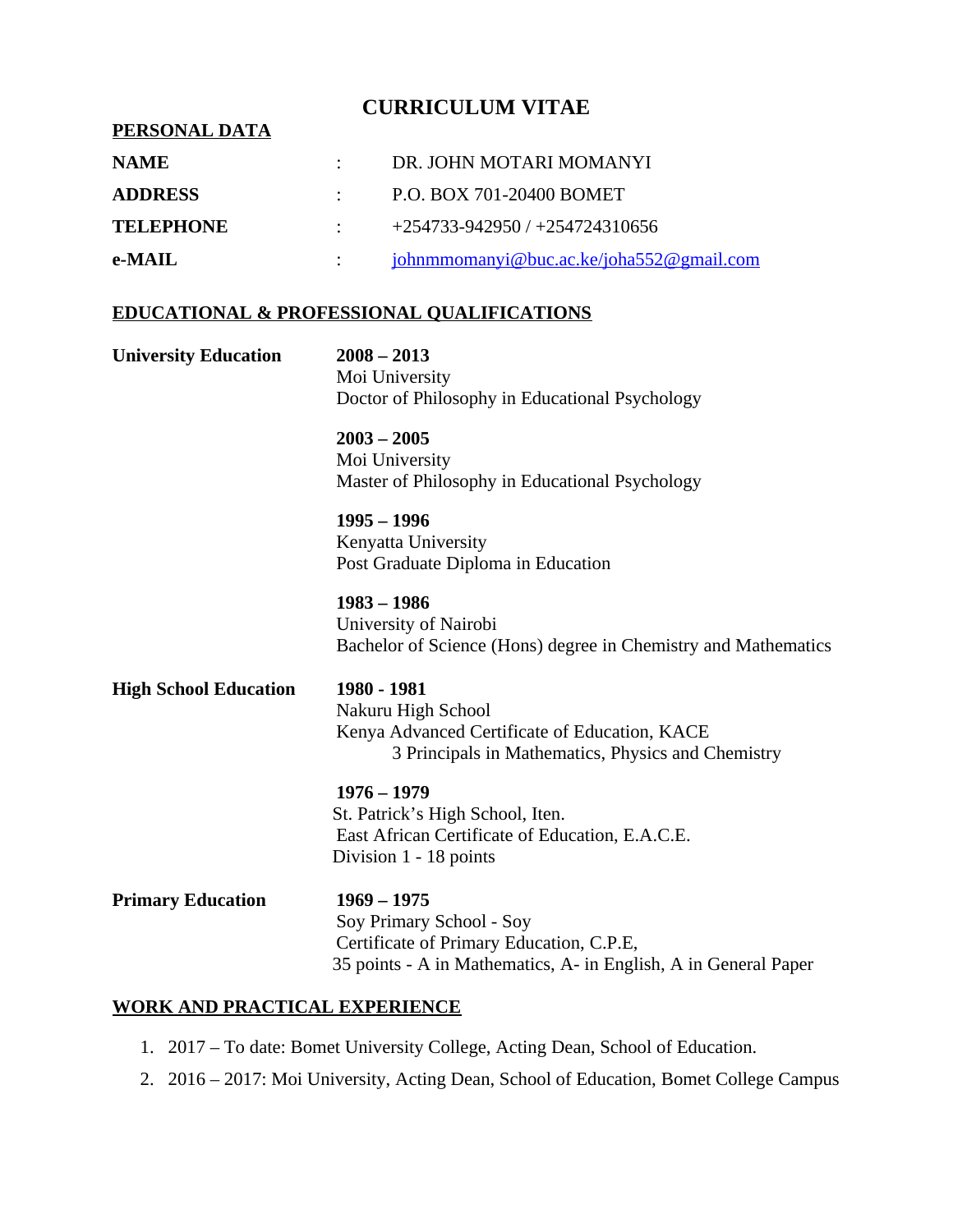# CURRICULUM VITAE

**PERSONAL DATA**

| | | |
|---|---|---|
| **NAME** | : | DR. JOHN MOTARI MOMANYI |
| **ADDRESS** | : | P.O. BOX 701-20400 BOMET |
| **TELEPHONE** | : | +254733-942950 / +254724310656 |
| **e-MAIL** | : | johnmmomanyi@buc.ac.ke/joha552@gmail.com |

## EDUCATIONAL & PROFESSIONAL QUALIFICATIONS

**University Education**

**2008 – 2013**
Moi University
Doctor of Philosophy in Educational Psychology

**2003 – 2005**
Moi University
Master of Philosophy in Educational Psychology

**1995 – 1996**
Kenyatta University
Post Graduate Diploma in Education

**1983 – 1986**
University of Nairobi
Bachelor of Science (Hons) degree in Chemistry and Mathematics

**High School Education**

**1980 - 1981**
Nakuru High School
Kenya Advanced Certificate of Education, KACE
3 Principals in Mathematics, Physics and Chemistry

**1976 – 1979**
St. Patrick's High School, Iten.
East African Certificate of Education, E.A.C.E.
Division 1 - 18 points

**Primary Education**

**1969 – 1975**
Soy Primary School - Soy
Certificate of Primary Education, C.P.E,
35 points - A in Mathematics, A- in English, A in General Paper

## WORK AND PRACTICAL EXPERIENCE

1. 2017 – To date: Bomet University College, Acting Dean, School of Education.
2. 2016 – 2017: Moi University, Acting Dean, School of Education, Bomet College Campus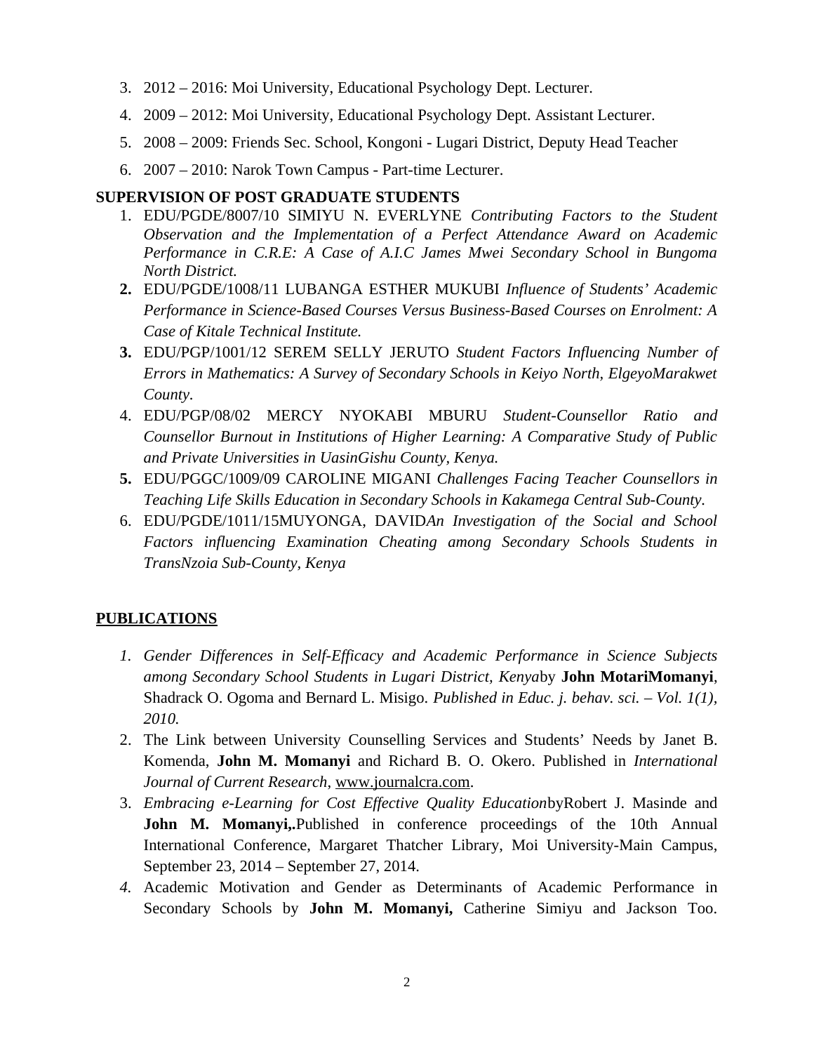3. 2012 – 2016: Moi University, Educational Psychology Dept. Lecturer.
4. 2009 – 2012: Moi University, Educational Psychology Dept. Assistant Lecturer.
5. 2008 – 2009: Friends Sec. School, Kongoni - Lugari District, Deputy Head Teacher
6. 2007 – 2010: Narok Town Campus - Part-time Lecturer.

**SUPERVISION OF POST GRADUATE STUDENTS**

1. EDU/PGDE/8007/10 SIMIYU N. EVERLYNE *Contributing Factors to the Student Observation and the Implementation of a Perfect Attendance Award on Academic Performance in C.R.E: A Case of A.I.C James Mwei Secondary School in Bungoma North District.*
2. EDU/PGDE/1008/11 LUBANGA ESTHER MUKUBI *Influence of Students' Academic Performance in Science-Based Courses Versus Business-Based Courses on Enrolment: A Case of Kitale Technical Institute.*
3. EDU/PGP/1001/12 SEREM SELLY JERUTO *Student Factors Influencing Number of Errors in Mathematics: A Survey of Secondary Schools in Keiyo North, ElgeyoMarakwet County.*
4. EDU/PGP/08/02 MERCY NYOKABI MBURU *Student-Counsellor Ratio and Counsellor Burnout in Institutions of Higher Learning: A Comparative Study of Public and Private Universities in UasinGishu County, Kenya.*
5. EDU/PGGC/1009/09 CAROLINE MIGANI *Challenges Facing Teacher Counsellors in Teaching Life Skills Education in Secondary Schools in Kakamega Central Sub-County.*
6. EDU/PGDE/1011/15MUYONGA, DAVID*An Investigation of the Social and School Factors influencing Examination Cheating among Secondary Schools Students in TransNzoia Sub-County, Kenya*

**PUBLICATIONS**

1. *Gender Differences in Self-Efficacy and Academic Performance in Science Subjects among Secondary School Students in Lugari District, Kenya*by **John MotariMomanyi**, Shadrack O. Ogoma and Bernard L. Misigo. *Published in Educ. j. behav. sci. – Vol. 1(1), 2010.*
2. The Link between University Counselling Services and Students' Needs by Janet B. Komenda, **John M. Momanyi** and Richard B. O. Okero. Published in *International Journal of Current Research*, www.journalcra.com.
3. *Embracing e-Learning for Cost Effective Quality Education*byRobert J. Masinde and **John M. Momanyi,.**Published in conference proceedings of the 10th Annual International Conference, Margaret Thatcher Library, Moi University-Main Campus, September 23, 2014 – September 27, 2014.
4. Academic Motivation and Gender as Determinants of Academic Performance in Secondary Schools by **John M. Momanyi,** Catherine Simiyu and Jackson Too.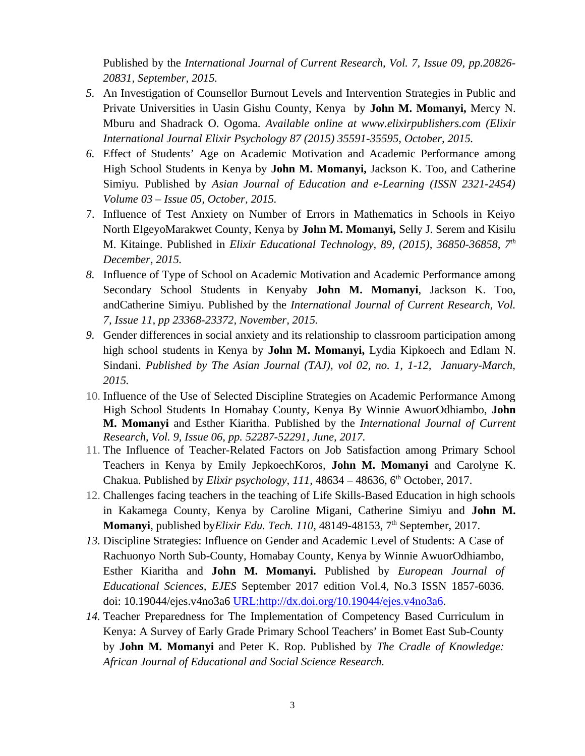Published by the *International Journal of Current Research, Vol. 7, Issue 09, pp.20826-20831, September, 2015.*

5. An Investigation of Counsellor Burnout Levels and Intervention Strategies in Public and Private Universities in Uasin Gishu County, Kenya by **John M. Momanyi,** Mercy N. Mburu and Shadrack O. Ogoma. *Available online at www.elixirpublishers.com (Elixir International Journal Elixir Psychology 87 (2015) 35591-35595, October, 2015.*
6. Effect of Students' Age on Academic Motivation and Academic Performance among High School Students in Kenya by **John M. Momanyi,** Jackson K. Too, and Catherine Simiyu. Published by *Asian Journal of Education and e-Learning (ISSN 2321-2454) Volume 03 – Issue 05, October, 2015.*
7. Influence of Test Anxiety on Number of Errors in Mathematics in Schools in Keiyo North ElgeyoMarakwet County, Kenya by **John M. Momanyi,** Selly J. Serem and Kisilu M. Kitainge. Published in *Elixir Educational Technology, 89, (2015), 36850-36858, 7th December, 2015.*
8. Influence of Type of School on Academic Motivation and Academic Performance among Secondary School Students in Kenyaby **John M. Momanyi**, Jackson K. Too, andCatherine Simiyu. Published by the *International Journal of Current Research, Vol. 7, Issue 11, pp 23368-23372, November, 2015.*
9. Gender differences in social anxiety and its relationship to classroom participation among high school students in Kenya by **John M. Momanyi,** Lydia Kipkoech and Edlam N. Sindani. *Published by The Asian Journal (TAJ), vol 02, no. 1, 1-12, January-March, 2015.*
10. Influence of the Use of Selected Discipline Strategies on Academic Performance Among High School Students In Homabay County, Kenya By Winnie AwuorOdhiambo, **John M. Momanyi** and Esther Kiaritha. Published by the *International Journal of Current Research, Vol. 9, Issue 06, pp. 52287-52291, June, 2017.*
11. The Influence of Teacher-Related Factors on Job Satisfaction among Primary School Teachers in Kenya by Emily JepkoechKoros, **John M. Momanyi** and Carolyne K. Chakua. Published by *Elixir psychology, 111*, 48634 – 48636, 6th October, 2017.
12. Challenges facing teachers in the teaching of Life Skills-Based Education in high schools in Kakamega County, Kenya by Caroline Migani, Catherine Simiyu and **John M. Momanyi**, published by*Elixir Edu. Tech. 110*, 48149-48153, 7th September, 2017.
13. Discipline Strategies: Influence on Gender and Academic Level of Students: A Case of Rachuonyo North Sub-County, Homabay County, Kenya by Winnie AwuorOdhiambo, Esther Kiaritha and **John M. Momanyi.** Published by *European Journal of Educational Sciences, EJES* September 2017 edition Vol.4, No.3 ISSN 1857-6036. doi: 10.19044/ejes.v4no3a6 [URL:http://dx.doi.org/10.19044/ejes.v4no3a6](http://dx.doi.org/10.19044/ejes.v4no3a6).
14. Teacher Preparedness for The Implementation of Competency Based Curriculum in Kenya: A Survey of Early Grade Primary School Teachers' in Bomet East Sub-County by **John M. Momanyi** and Peter K. Rop. Published by *The Cradle of Knowledge: African Journal of Educational and Social Science Research.*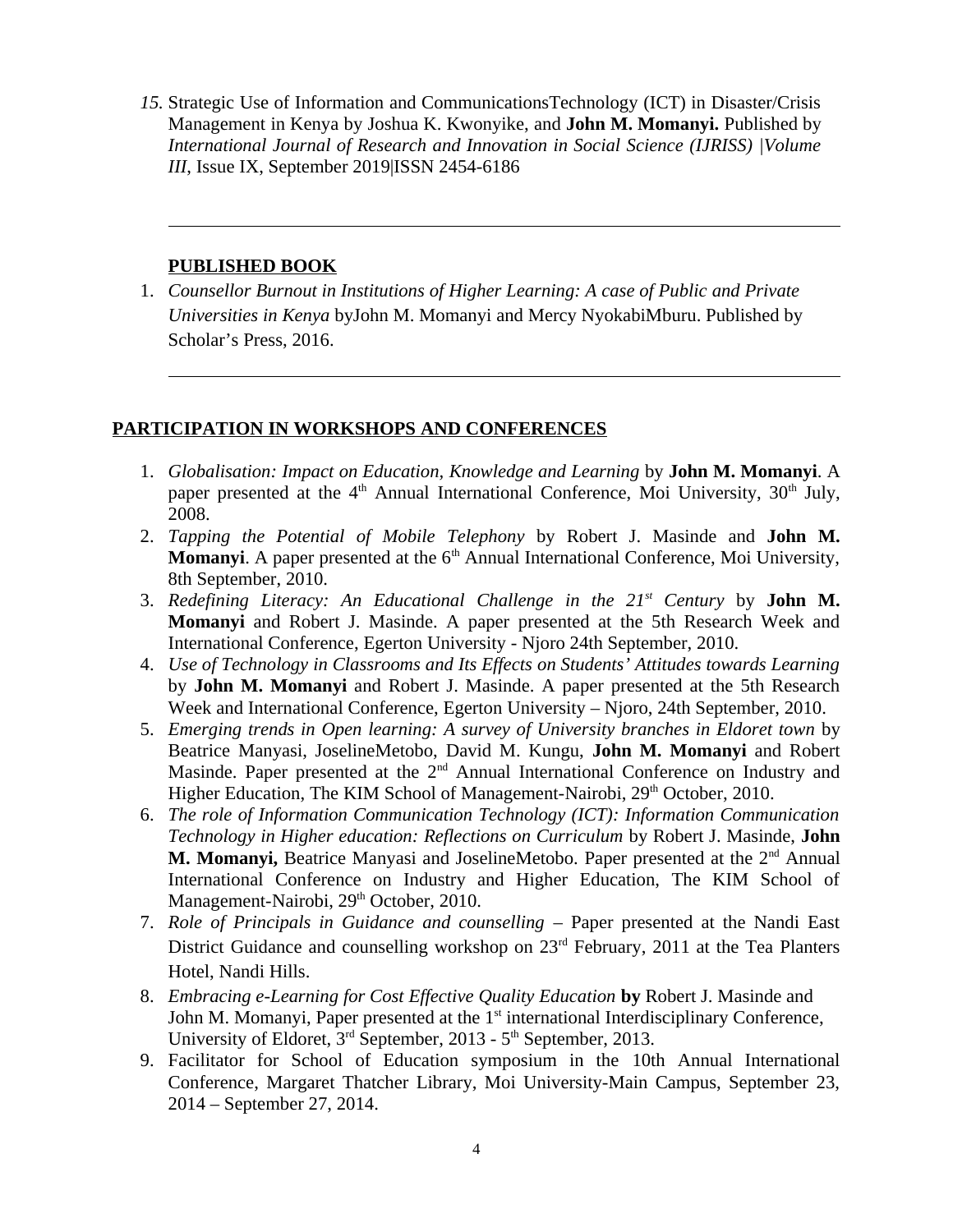*15.* Strategic Use of Information and CommunicationsTechnology (ICT) in Disaster/Crisis Management in Kenya by Joshua K. Kwonyike, and **John M. Momanyi.** Published by *International Journal of Research and Innovation in Social Science (IJRISS) |Volume III*, Issue IX, September 2019|ISSN 2454-6186

---

**PUBLISHED BOOK**

1. *Counsellor Burnout in Institutions of Higher Learning: A case of Public and Private Universities in Kenya* byJohn M. Momanyi and Mercy NyokabiMburu. Published by Scholar's Press, 2016.

---

## PARTICIPATION IN WORKSHOPS AND CONFERENCES

1. *Globalisation: Impact on Education, Knowledge and Learning* by **John M. Momanyi**. A paper presented at the 4th Annual International Conference, Moi University, 30th July, 2008.
2. *Tapping the Potential of Mobile Telephony* by Robert J. Masinde and **John M. Momanyi**. A paper presented at the 6th Annual International Conference, Moi University, 8th September, 2010.
3. *Redefining Literacy: An Educational Challenge in the 21st Century* by **John M. Momanyi** and Robert J. Masinde. A paper presented at the 5th Research Week and International Conference, Egerton University - Njoro 24th September, 2010.
4. *Use of Technology in Classrooms and Its Effects on Students' Attitudes towards Learning* by **John M. Momanyi** and Robert J. Masinde. A paper presented at the 5th Research Week and International Conference, Egerton University – Njoro, 24th September, 2010.
5. *Emerging trends in Open learning: A survey of University branches in Eldoret town* by Beatrice Manyasi, JoselineMetobo, David M. Kungu, **John M. Momanyi** and Robert Masinde. Paper presented at the 2nd Annual International Conference on Industry and Higher Education, The KIM School of Management-Nairobi, 29th October, 2010.
6. *The role of Information Communication Technology (ICT): Information Communication Technology in Higher education: Reflections on Curriculum* by Robert J. Masinde, **John M. Momanyi,** Beatrice Manyasi and JoselineMetobo. Paper presented at the 2nd Annual International Conference on Industry and Higher Education, The KIM School of Management-Nairobi, 29th October, 2010.
7. *Role of Principals in Guidance and counselling* – Paper presented at the Nandi East District Guidance and counselling workshop on 23rd February, 2011 at the Tea Planters Hotel, Nandi Hills.
8. *Embracing e-Learning for Cost Effective Quality Education* **by** Robert J. Masinde and John M. Momanyi, Paper presented at the 1st international Interdisciplinary Conference, University of Eldoret, 3rd September, 2013 - 5th September, 2013.
9. Facilitator for School of Education symposium in the 10th Annual International Conference, Margaret Thatcher Library, Moi University-Main Campus, September 23, 2014 – September 27, 2014.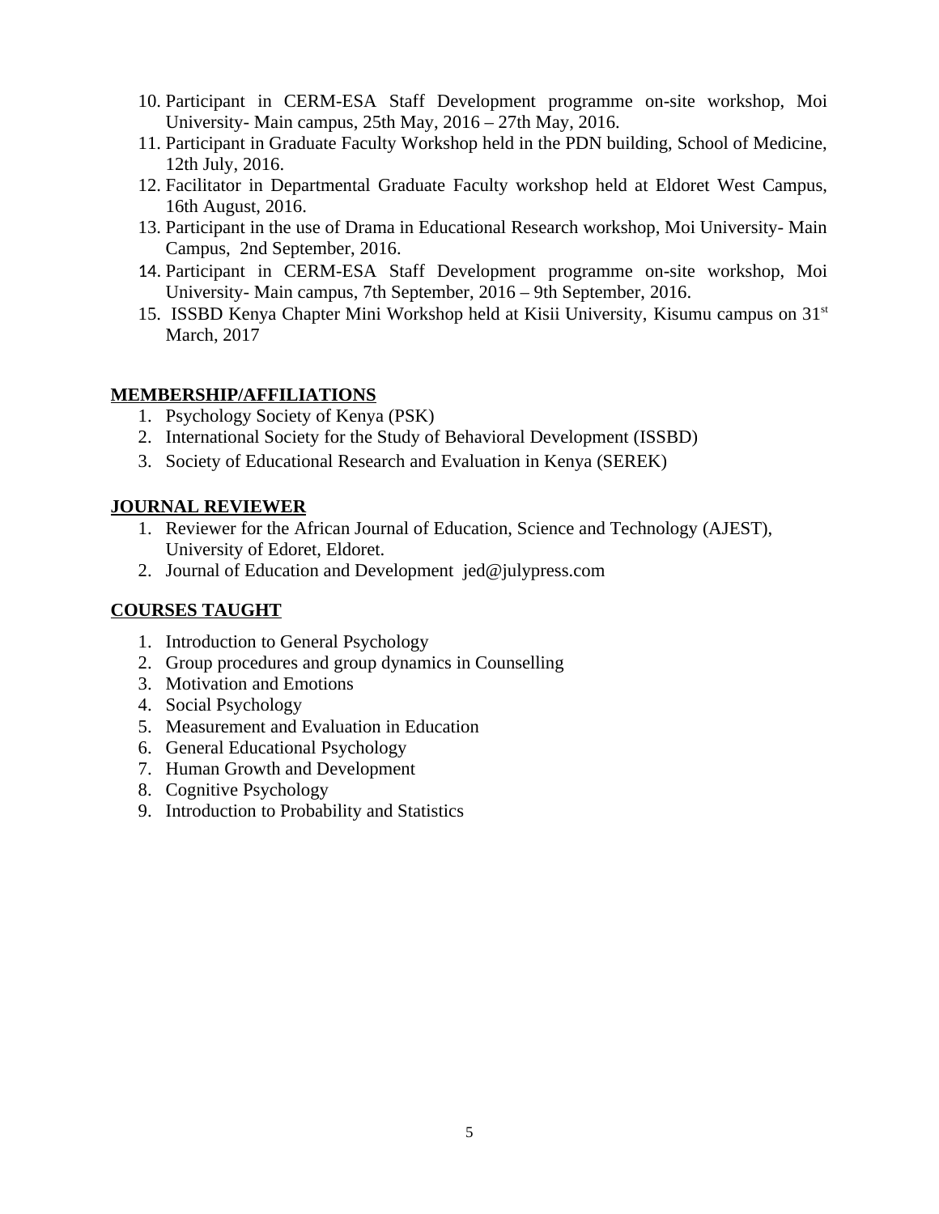10. Participant in CERM-ESA Staff Development programme on-site workshop, Moi University- Main campus, 25th May, 2016 – 27th May, 2016.
11. Participant in Graduate Faculty Workshop held in the PDN building, School of Medicine, 12th July, 2016.
12. Facilitator in Departmental Graduate Faculty workshop held at Eldoret West Campus, 16th August, 2016.
13. Participant in the use of Drama in Educational Research workshop, Moi University- Main Campus, 2nd September, 2016.
14. Participant in CERM-ESA Staff Development programme on-site workshop, Moi University- Main campus, 7th September, 2016 – 9th September, 2016.
15. ISSBD Kenya Chapter Mini Workshop held at Kisii University, Kisumu campus on 31st March, 2017

## MEMBERSHIP/AFFILIATIONS

1. Psychology Society of Kenya (PSK)
2. International Society for the Study of Behavioral Development (ISSBD)
3. Society of Educational Research and Evaluation in Kenya (SEREK)

## JOURNAL REVIEWER

1. Reviewer for the African Journal of Education, Science and Technology (AJEST), University of Edoret, Eldoret.
2. Journal of Education and Development jed@julypress.com

## COURSES TAUGHT

1. Introduction to General Psychology
2. Group procedures and group dynamics in Counselling
3. Motivation and Emotions
4. Social Psychology
5. Measurement and Evaluation in Education
6. General Educational Psychology
7. Human Growth and Development
8. Cognitive Psychology
9. Introduction to Probability and Statistics